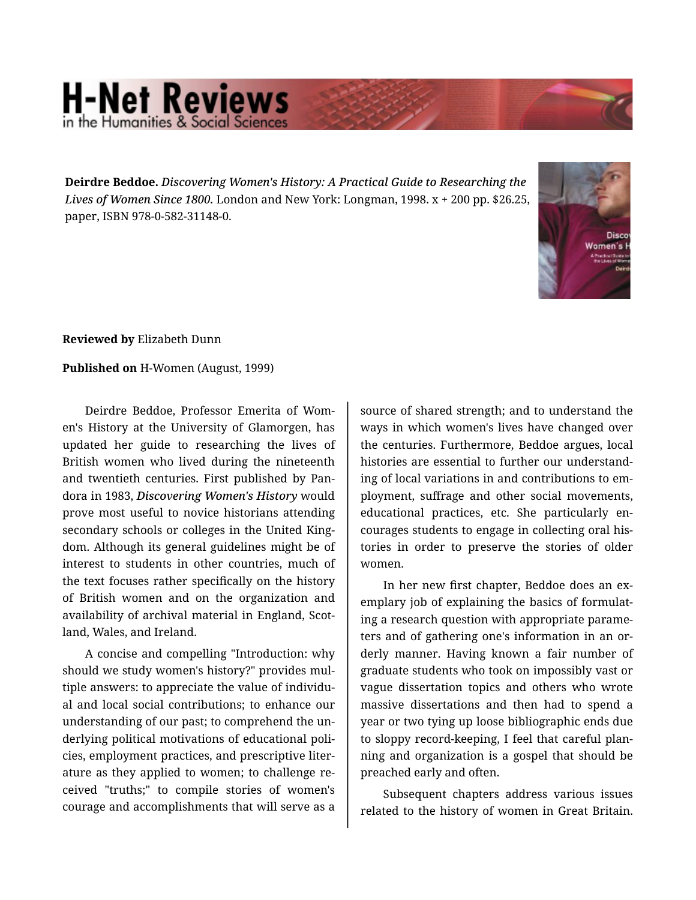# H-Net Reviews
in the Humanities & Social Sciences

**Deirdre Beddoe.** ***Discovering Women's History: A Practical Guide to Researching the Lives of Women Since 1800.*** London and New York: Longman, 1998. x + 200 pp. $26.25, paper, ISBN 978-0-582-31148-0.

**Reviewed by** Elizabeth Dunn

**Published on** H-Women (August, 1999)

Deirdre Beddoe, Professor Emerita of Women's History at the University of Glamorgen, has updated her guide to researching the lives of British women who lived during the nineteenth and twentieth centuries. First published by Pandora in 1983, ***Discovering Women's History*** would prove most useful to novice historians attending secondary schools or colleges in the United Kingdom. Although its general guidelines might be of interest to students in other countries, much of the text focuses rather specifically on the history of British women and on the organization and availability of archival material in England, Scotland, Wales, and Ireland.

A concise and compelling "Introduction: why should we study women's history?" provides multiple answers: to appreciate the value of individual and local social contributions; to enhance our understanding of our past; to comprehend the underlying political motivations of educational policies, employment practices, and prescriptive literature as they applied to women; to challenge received "truths;" to compile stories of women's courage and accomplishments that will serve as a source of shared strength; and to understand the ways in which women's lives have changed over the centuries. Furthermore, Beddoe argues, local histories are essential to further our understanding of local variations in and contributions to employment, suffrage and other social movements, educational practices, etc. She particularly encourages students to engage in collecting oral histories in order to preserve the stories of older women.

In her new first chapter, Beddoe does an exemplary job of explaining the basics of formulating a research question with appropriate parameters and of gathering one's information in an orderly manner. Having known a fair number of graduate students who took on impossibly vast or vague dissertation topics and others who wrote massive dissertations and then had to spend a year or two tying up loose bibliographic ends due to sloppy record-keeping, I feel that careful planning and organization is a gospel that should be preached early and often.

Subsequent chapters address various issues related to the history of women in Great Britain.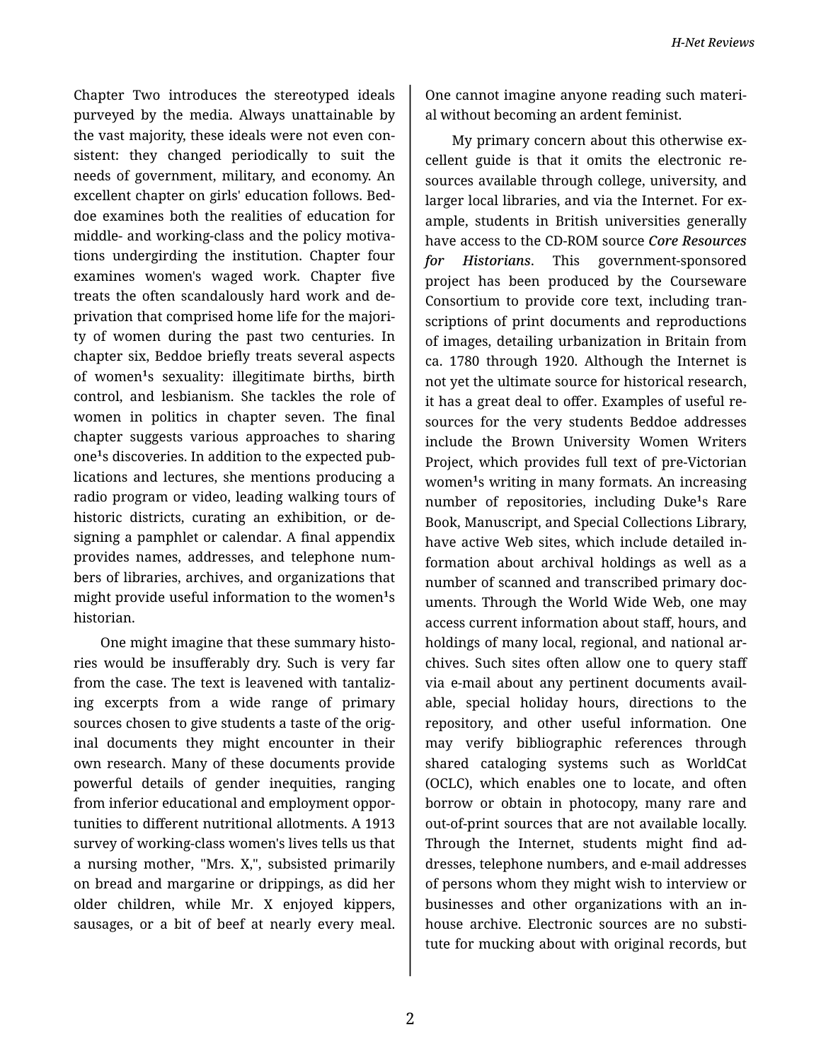Chapter Two introduces the stereotyped ideals purveyed by the media. Always unattainable by the vast majority, these ideals were not even consistent: they changed periodically to suit the needs of government, military, and economy. An excellent chapter on girls' education follows. Beddoe examines both the realities of education for middle- and working-class and the policy motivations undergirding the institution. Chapter four examines women's waged work. Chapter five treats the often scandalously hard work and deprivation that comprised home life for the majority of women during the past two centuries. In chapter six, Beddoe briefly treats several aspects of women¹s sexuality: illegitimate births, birth control, and lesbianism. She tackles the role of women in politics in chapter seven. The final chapter suggests various approaches to sharing one¹s discoveries. In addition to the expected publications and lectures, she mentions producing a radio program or video, leading walking tours of historic districts, curating an exhibition, or designing a pamphlet or calendar. A final appendix provides names, addresses, and telephone numbers of libraries, archives, and organizations that might provide useful information to the women¹s historian.

One might imagine that these summary histories would be insufferably dry. Such is very far from the case. The text is leavened with tantalizing excerpts from a wide range of primary sources chosen to give students a taste of the original documents they might encounter in their own research. Many of these documents provide powerful details of gender inequities, ranging from inferior educational and employment opportunities to different nutritional allotments. A 1913 survey of working-class women's lives tells us that a nursing mother, "Mrs. X,", subsisted primarily on bread and margarine or drippings, as did her older children, while Mr. X enjoyed kippers, sausages, or a bit of beef at nearly every meal. One cannot imagine anyone reading such material without becoming an ardent feminist.

My primary concern about this otherwise excellent guide is that it omits the electronic resources available through college, university, and larger local libraries, and via the Internet. For example, students in British universities generally have access to the CD-ROM source ***Core Resources for Historians***. This government-sponsored project has been produced by the Courseware Consortium to provide core text, including transcriptions of print documents and reproductions of images, detailing urbanization in Britain from ca. 1780 through 1920. Although the Internet is not yet the ultimate source for historical research, it has a great deal to offer. Examples of useful resources for the very students Beddoe addresses include the Brown University Women Writers Project, which provides full text of pre-Victorian women¹s writing in many formats. An increasing number of repositories, including Duke¹s Rare Book, Manuscript, and Special Collections Library, have active Web sites, which include detailed information about archival holdings as well as a number of scanned and transcribed primary documents. Through the World Wide Web, one may access current information about staff, hours, and holdings of many local, regional, and national archives. Such sites often allow one to query staff via e-mail about any pertinent documents available, special holiday hours, directions to the repository, and other useful information. One may verify bibliographic references through shared cataloging systems such as WorldCat (OCLC), which enables one to locate, and often borrow or obtain in photocopy, many rare and out-of-print sources that are not available locally. Through the Internet, students might find addresses, telephone numbers, and e-mail addresses of persons whom they might wish to interview or businesses and other organizations with an in-house archive. Electronic sources are no substitute for mucking about with original records, but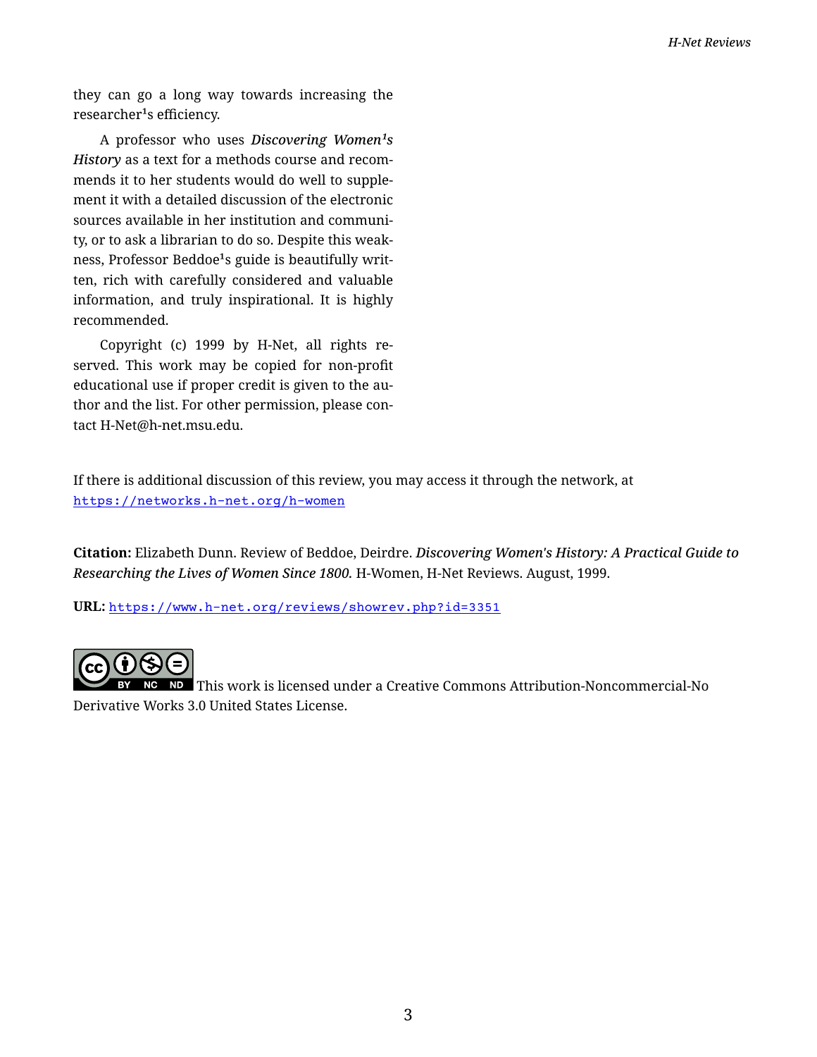they can go a long way towards increasing the researcher¹s efficiency.

A professor who uses *Discovering Women¹s History* as a text for a methods course and recommends it to her students would do well to supplement it with a detailed discussion of the electronic sources available in her institution and community, or to ask a librarian to do so. Despite this weakness, Professor Beddoe¹s guide is beautifully written, rich with carefully considered and valuable information, and truly inspirational. It is highly recommended.

Copyright (c) 1999 by H-Net, all rights reserved. This work may be copied for non-profit educational use if proper credit is given to the author and the list. For other permission, please contact H-Net@h-net.msu.edu.

If there is additional discussion of this review, you may access it through the network, at https://networks.h-net.org/h-women

**Citation:** Elizabeth Dunn. Review of Beddoe, Deirdre. *Discovering Women's History: A Practical Guide to Researching the Lives of Women Since 1800.* H-Women, H-Net Reviews. August, 1999.

**URL:** https://www.h-net.org/reviews/showrev.php?id=3351

This work is licensed under a Creative Commons Attribution-Noncommercial-No Derivative Works 3.0 United States License.